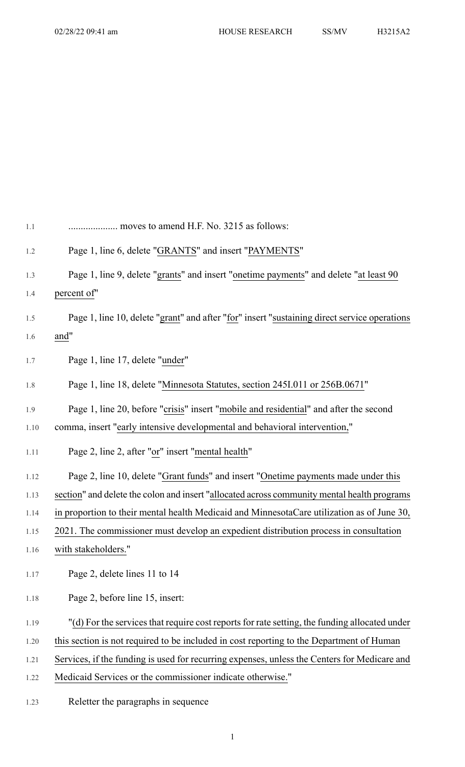.................... moves to amend H.F. No. 3215 as follows:

Page 1, line 6, delete "GRANTS" and insert "PAYMENTS"

Page 1, line 9, delete "grants" and insert "onetime payments" and delete "at least 90 percent of"

Page 1, line 10, delete "grant" and after "for" insert "sustaining direct service operations and"

Page 1, line 17, delete "under"

Page 1, line 18, delete "Minnesota Statutes, section 245I.011 or 256B.0671"

Page 1, line 20, before "crisis" insert "mobile and residential" and after the second comma, insert "early intensive developmental and behavioral intervention,"

Page 2, line 2, after "or" insert "mental health"

Page 2, line 10, delete "Grant funds" and insert "Onetime payments made under this section" and delete the colon and insert "allocated across community mental health programs in proportion to their mental health Medicaid and MinnesotaCare utilization as of June 30, 2021. The commissioner must develop an expedient distribution process in consultation with stakeholders."

Page 2, delete lines 11 to 14

Page 2, before line 15, insert:

"(d) For the services that require cost reports for rate setting, the funding allocated under this section is not required to be included in cost reporting to the Department of Human Services, if the funding is used for recurring expenses, unless the Centers for Medicare and Medicaid Services or the commissioner indicate otherwise."

Reletter the paragraphs in sequence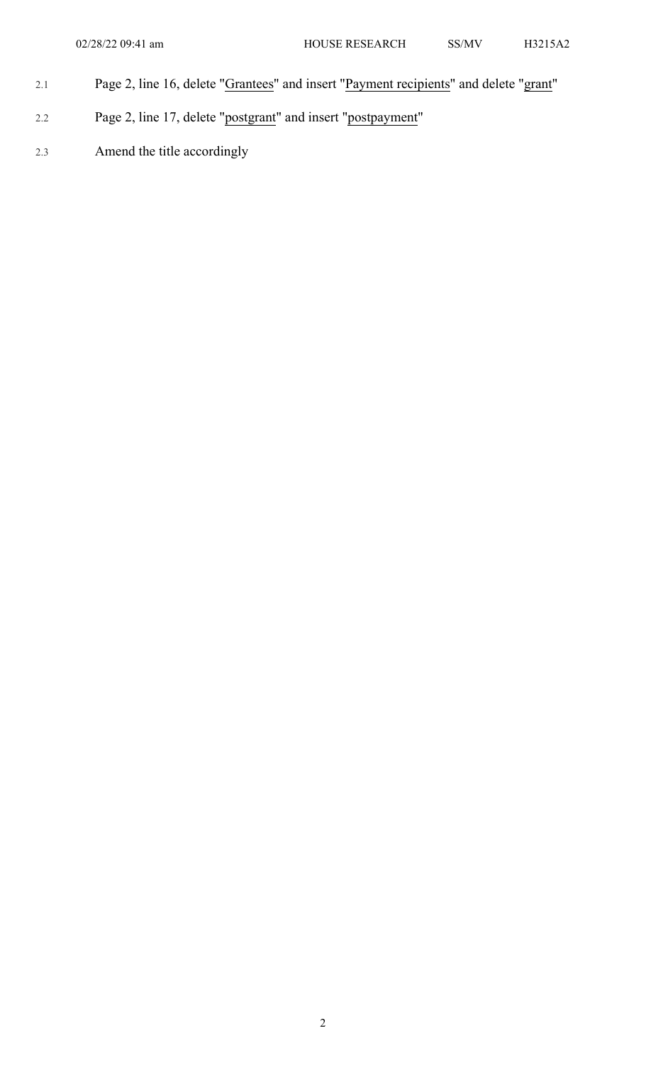2.1 Page 2, line 16, delete "Grantees" and insert "Payment recipients" and delete "grant"

2.2 Page 2, line 17, delete "postgrant" and insert "postpayment"

2.3 Amend the title accordingly